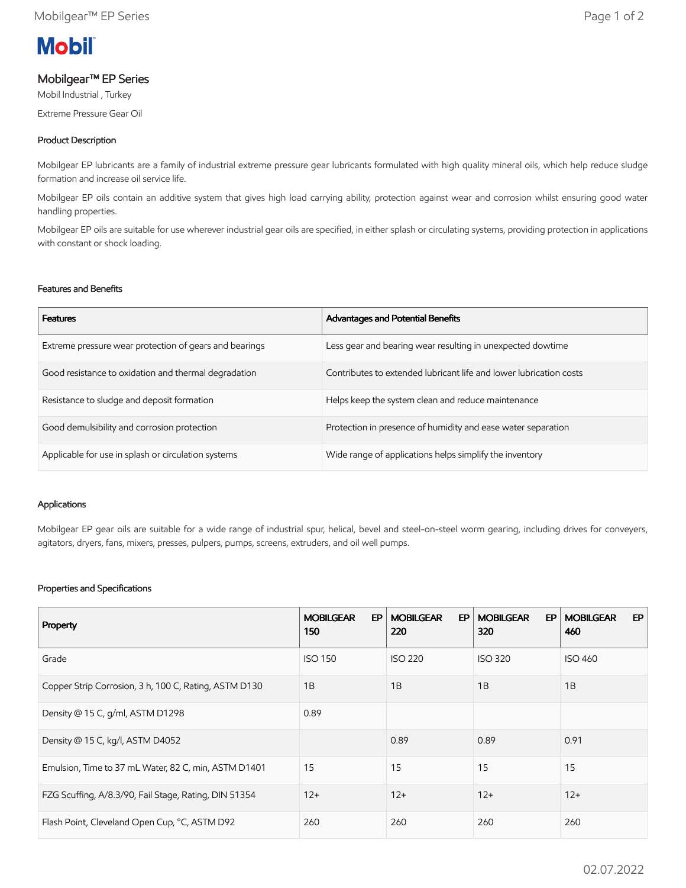# Mobilgear™ EP Series

Mobil Industrial , Turkey

Extreme Pressure Gear Oil

## Product Description

Mobilgear EP lubricants are a family of industrial extreme pressure gear lubricants formulated with high quality mineral oils, which help reduce sludge formation and increase oil service life.

Mobilgear EP oils contain an additive system that gives high load carrying ability, protection against wear and corrosion whilst ensuring good water handling properties.

Mobilgear EP oils are suitable for use wherever industrial gear oils are specified, in either splash or circulating systems, providing protection in applications with constant or shock loading.

## Features and Benefits

| Features | Advantages and Potential Benefits |
| --- | --- |
| Extreme pressure wear protection of gears and bearings | Less gear and bearing wear resulting in unexpected dowtime |
| Good resistance to oxidation and thermal degradation | Contributes to extended lubricant life and lower lubrication costs |
| Resistance to sludge and deposit formation | Helps keep the system clean and reduce maintenance |
| Good demulsibility and corrosion protection | Protection in presence of humidity and ease water separation |
| Applicable for use in splash or circulation systems | Wide range of applications helps simplify the inventory |

## Applications

Mobilgear EP gear oils are suitable for a wide range of industrial spur, helical, bevel and steel-on-steel worm gearing, including drives for conveyers, agitators, dryers, fans, mixers, presses, pulpers, pumps, screens, extruders, and oil well pumps.

## Properties and Specifications

| Property | MOBILGEAR EP 150 | MOBILGEAR EP 220 | MOBILGEAR EP 320 | MOBILGEAR EP 460 |
| --- | --- | --- | --- | --- |
| Grade | ISO 150 | ISO 220 | ISO 320 | ISO 460 |
| Copper Strip Corrosion, 3 h, 100 C, Rating, ASTM D130 | 1B | 1B | 1B | 1B |
| Density @ 15 C, g/ml, ASTM D1298 | 0.89 | | | |
| Density @ 15 C, kg/l, ASTM D4052 | | 0.89 | 0.89 | 0.91 |
| Emulsion, Time to 37 mL Water, 82 C, min, ASTM D1401 | 15 | 15 | 15 | 15 |
| FZG Scuffing, A/8.3/90, Fail Stage, Rating, DIN 51354 | 12+ | 12+ | 12+ | 12+ |
| Flash Point, Cleveland Open Cup, °C, ASTM D92 | 260 | 260 | 260 | 260 |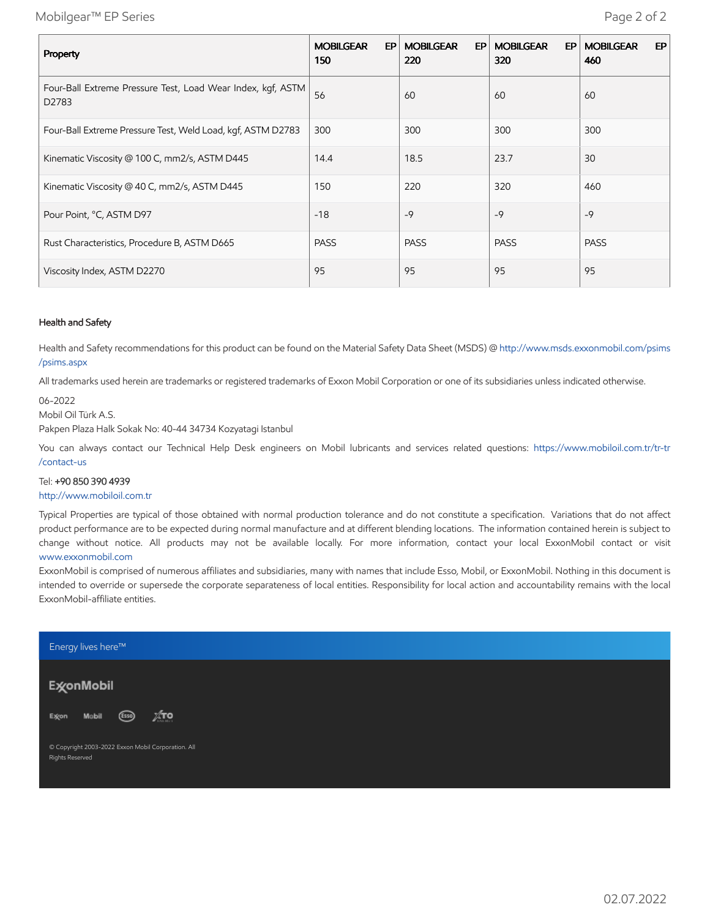| Property | MOBILGEAR EP 150 | MOBILGEAR EP 220 | MOBILGEAR EP 320 | MOBILGEAR EP 460 |
|---|---|---|---|---|
| Four-Ball Extreme Pressure Test, Load Wear Index, kgf, ASTM D2783 | 56 | 60 | 60 | 60 |
| Four-Ball Extreme Pressure Test, Weld Load, kgf, ASTM D2783 | 300 | 300 | 300 | 300 |
| Kinematic Viscosity @ 100 C, mm2/s, ASTM D445 | 14.4 | 18.5 | 23.7 | 30 |
| Kinematic Viscosity @ 40 C, mm2/s, ASTM D445 | 150 | 220 | 320 | 460 |
| Pour Point, °C, ASTM D97 | -18 | -9 | -9 | -9 |
| Rust Characteristics, Procedure B, ASTM D665 | PASS | PASS | PASS | PASS |
| Viscosity Index, ASTM D2270 | 95 | 95 | 95 | 95 |

### Health and Safety

Health and Safety recommendations for this product can be found on the Material Safety Data Sheet (MSDS) @ http://www.msds.exxonmobil.com/psims/psims.aspx

All trademarks used herein are trademarks or registered trademarks of Exxon Mobil Corporation or one of its subsidiaries unless indicated otherwise.

06-2022
Mobil Oil Türk A.S.
Pakpen Plaza Halk Sokak No: 40-44 34734 Kozyatagi Istanbul

You can always contact our Technical Help Desk engineers on Mobil lubricants and services related questions: https://www.mobiloil.com.tr/tr-tr/contact-us

Tel: +90 850 390 4939
http://www.mobiloil.com.tr

Typical Properties are typical of those obtained with normal production tolerance and do not constitute a specification. Variations that do not affect product performance are to be expected during normal manufacture and at different blending locations. The information contained herein is subject to change without notice. All products may not be available locally. For more information, contact your local ExxonMobil contact or visit www.exxonmobil.com
ExxonMobil is comprised of numerous affiliates and subsidiaries, many with names that include Esso, Mobil, or ExxonMobil. Nothing in this document is intended to override or supersede the corporate separateness of local entities. Responsibility for local action and accountability remains with the local ExxonMobil-affiliate entities.

Energy lives here™

ExxonMobil

Exxon Mobil Esso XTO

© Copyright 2003-2022 Exxon Mobil Corporation. All Rights Reserved

02.07.2022